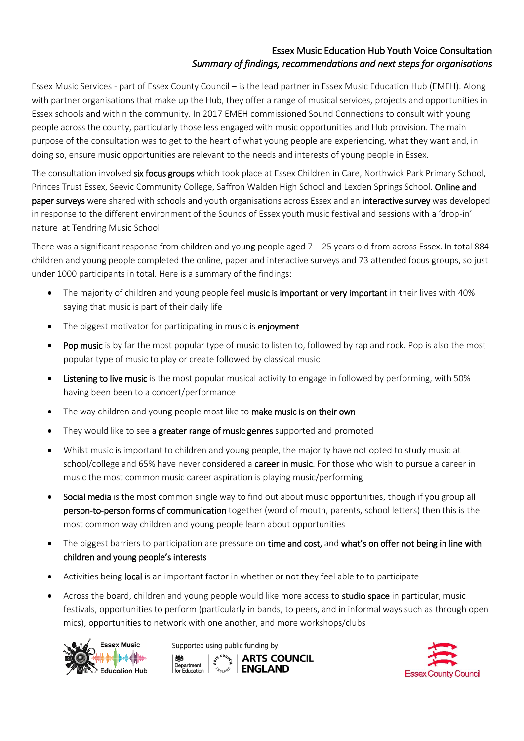# Essex Music Education Hub Youth Voice Consultation

*Summary of findings, recommendations and next steps for organisations*

Essex Music Services - part of Essex County Council – is the lead partner in Essex Music Education Hub (EMEH). Along with partner organisations that make up the Hub, they offer a range of musical services, projects and opportunities in Essex schools and within the community. In 2017 EMEH commissioned Sound Connections to consult with young people across the county, particularly those less engaged with music opportunities and Hub provision. The main purpose of the consultation was to get to the heart of what young people are experiencing, what they want and, in doing so, ensure music opportunities are relevant to the needs and interests of young people in Essex.

The consultation involved **six focus groups** which took place at Essex Children in Care, Northwick Park Primary School, Princes Trust Essex, Seevic Community College, Saffron Walden High School and Lexden Springs School. **Online and paper surveys** were shared with schools and youth organisations across Essex and an **interactive survey** was developed in response to the different environment of the Sounds of Essex youth music festival and sessions with a 'drop-in' nature at Tendring Music School.

There was a significant response from children and young people aged 7 – 25 years old from across Essex. In total 884 children and young people completed the online, paper and interactive surveys and 73 attended focus groups, so just under 1000 participants in total. Here is a summary of the findings:

- The majority of children and young people feel **music is important or very important** in their lives with 40% saying that music is part of their daily life
- The biggest motivator for participating in music is **enjoyment**
- **Pop music** is by far the most popular type of music to listen to, followed by rap and rock. Pop is also the most popular type of music to play or create followed by classical music
- **Listening to live music** is the most popular musical activity to engage in followed by performing, with 50% having been been to a concert/performance
- The way children and young people most like to **make music is on their own**
- They would like to see a **greater range of music genres** supported and promoted
- Whilst music is important to children and young people, the majority have not opted to study music at school/college and 65% have never considered a **career in music**. For those who wish to pursue a career in music the most common music career aspiration is playing music/performing
- **Social media** is the most common single way to find out about music opportunities, though if you group all **person-to-person forms of communication** together (word of mouth, parents, school letters) then this is the most common way children and young people learn about opportunities
- The biggest barriers to participation are pressure on **time and cost,** and **what's on offer not being in line with children and young people's interests**
- Activities being **local** is an important factor in whether or not they feel able to to participate
- Across the board, children and young people would like more access to **studio space** in particular, music festivals, opportunities to perform (particularly in bands, to peers, and in informal ways such as through open mics), opportunities to network with one another, and more workshops/clubs

Supported using public funding by Department for Education, Arts Council England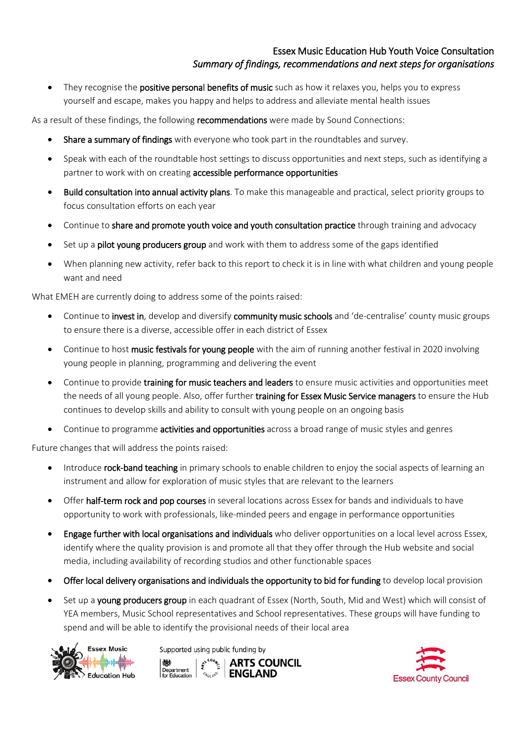- They recognise the **positive personal benefits of music** such as how it relaxes you, helps you to express yourself and escape, makes you happy and helps to address and alleviate mental health issues

As a result of these findings, the following **recommendations** were made by Sound Connections:

- **Share a summary of findings** with everyone who took part in the roundtables and survey.
- Speak with each of the roundtable host settings to discuss opportunities and next steps, such as identifying a partner to work with on creating **accessible performance opportunities**
- **Build consultation into annual activity plans**. To make this manageable and practical, select priority groups to focus consultation efforts on each year
- Continue to **share and promote youth voice and youth consultation practice** through training and advocacy
- Set up a **pilot young producers group** and work with them to address some of the gaps identified
- When planning new activity, refer back to this report to check it is in line with what children and young people want and need

What EMEH are currently doing to address some of the points raised:

- Continue to **invest in**, develop and diversify **community music schools** and 'de-centralise' county music groups to ensure there is a diverse, accessible offer in each district of Essex
- Continue to host **music festivals for young people** with the aim of running another festival in 2020 involving young people in planning, programming and delivering the event
- Continue to provide **training for music teachers and leaders** to ensure music activities and opportunities meet the needs of all young people. Also, offer further **training for Essex Music Service managers** to ensure the Hub continues to develop skills and ability to consult with young people on an ongoing basis
- Continue to programme **activities and opportunities** across a broad range of music styles and genres

Future changes that will address the points raised:

- Introduce **rock-band teaching** in primary schools to enable children to enjoy the social aspects of learning an instrument and allow for exploration of music styles that are relevant to the learners
- Offer **half-term rock and pop courses** in several locations across Essex for bands and individuals to have opportunity to work with professionals, like-minded peers and engage in performance opportunities
- **Engage further with local organisations and individuals** who deliver opportunities on a local level across Essex, identify where the quality provision is and promote all that they offer through the Hub website and social media, including availability of recording studios and other functionable spaces
- **Offer local delivery organisations and individuals the opportunity to bid for funding** to develop local provision
- Set up a **young producers group** in each quadrant of Essex (North, South, Mid and West) which will consist of YEA members, Music School representatives and School representatives. These groups will have funding to spend and will be able to identify the provisional needs of their local area

Supported using public funding by